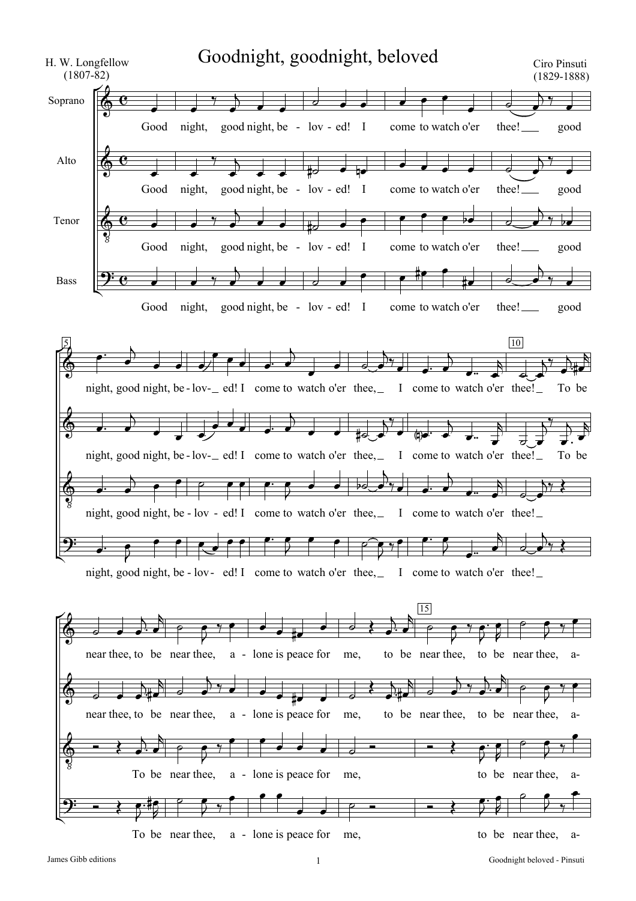# Goodnight, goodnight, beloved

H. W. Longfellow
(1807-82)

Ciro Pinsuti
(1829-1888)

Soprano, Alto, Tenor, Bass

Good night, good night, be - lov - ed! I come to watch o'er thee! good night, good night, be - lov- ed! I come to watch o'er thee, I come to watch o'er thee! To be near thee, to be near thee, a - lone is peace for me, to be near thee, to be near thee, a-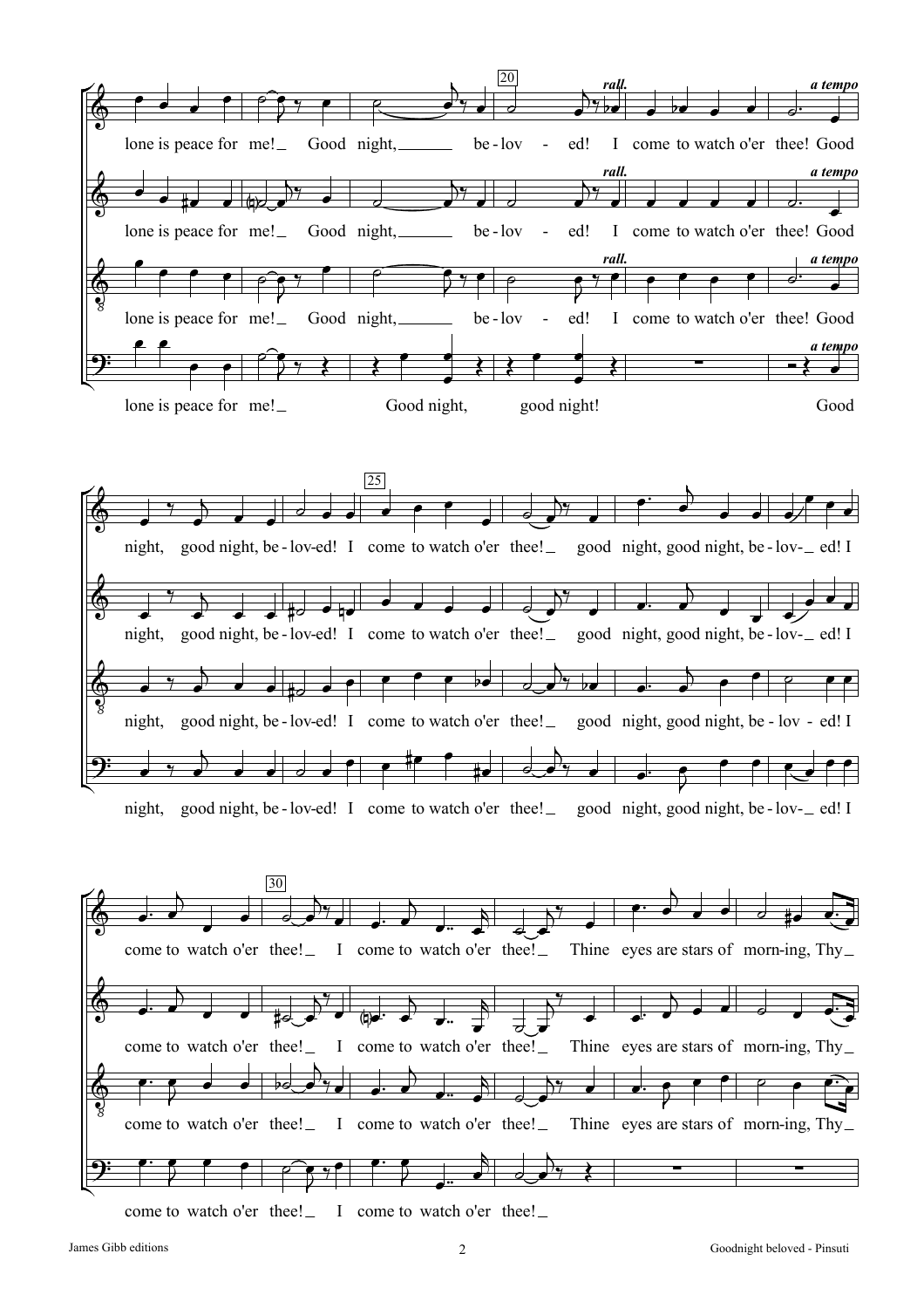**rall.** **a tempo**

lone is peace for me! Good night, be - lov - ed! I come to watch o'er thee! Good

lone is peace for me! Good night, be - lov - ed! I come to watch o'er thee! Good

lone is peace for me! Good night, be - lov - ed! I come to watch o'er thee! Good

lone is peace for me! Good night, good night! Good

night, good night, be - lov-ed! I come to watch o'er thee! good night, good night, be - lov- ed! I

night, good night, be - lov-ed! I come to watch o'er thee! good night, good night, be - lov- ed! I

night, good night, be - lov-ed! I come to watch o'er thee! good night, good night, be - lov - ed! I

night, good night, be - lov-ed! I come to watch o'er thee! good night, good night, be - lov- ed! I

come to watch o'er thee! I come to watch o'er thee! Thine eyes are stars of morn-ing, Thy

come to watch o'er thee! I come to watch o'er thee! Thine eyes are stars of morn-ing, Thy

come to watch o'er thee! I come to watch o'er thee! Thine eyes are stars of morn-ing, Thy

come to watch o'er thee! I come to watch o'er thee!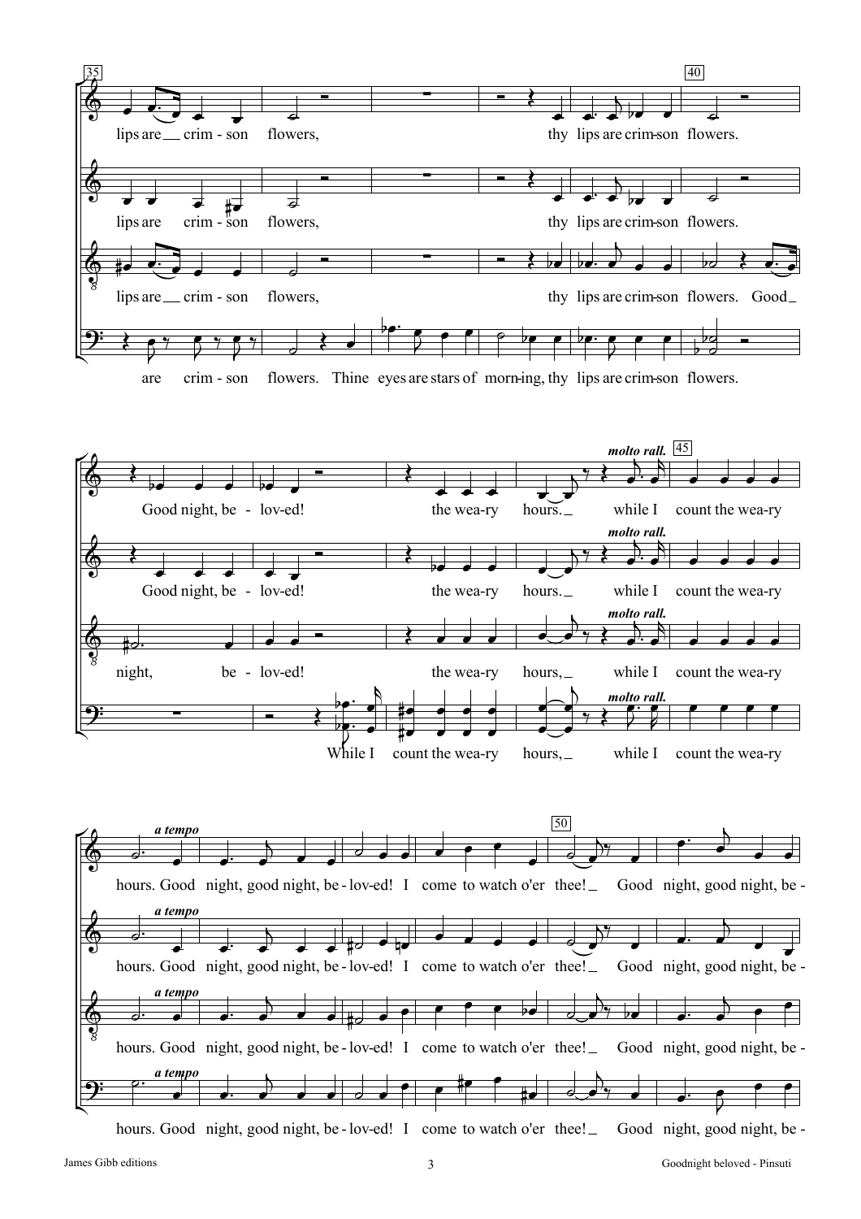lips are crim - son flowers, thy lips are crim-son flowers.

lips are crim - son flowers, thy lips are crim-son flowers.

lips are crim - son flowers, thy lips are crim-son flowers. Good

are crim - son flowers. Thine eyes are stars of morn-ing, thy lips are crim-son flowers.

*molto rall.*

Good night, be - lov-ed! the wea-ry hours. while I count the wea-ry

Good night, be - lov-ed! the wea-ry hours. while I count the wea-ry

night, be - lov-ed! the wea-ry hours, while I count the wea-ry

While I count the wea-ry hours, while I count the wea-ry

*a tempo*

hours. Good night, good night, be - lov-ed! I come to watch o'er thee! Good night, good night, be -

hours. Good night, good night, be - lov-ed! I come to watch o'er thee! Good night, good night, be -

hours. Good night, good night, be - lov-ed! I come to watch o'er thee! Good night, good night, be -

hours. Good night, good night, be - lov-ed! I come to watch o'er thee! Good night, good night, be -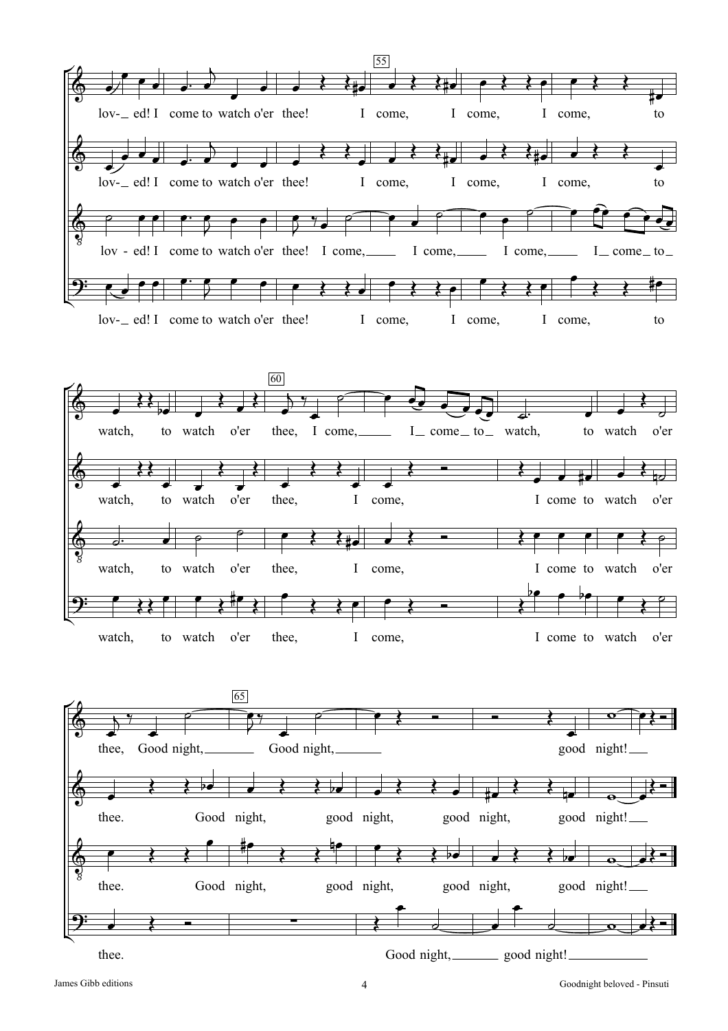55

lov- ed! I come to watch o'er thee! I come, I come, I come, to

lov- ed! I come to watch o'er thee! I come, I come, I come, to

lov - ed! I come to watch o'er thee! I come, I come, I come, I come to

lov- ed! I come to watch o'er thee! I come, I come, I come, to

60

watch, to watch o'er thee, I come, I come to watch, to watch o'er

watch, to watch o'er thee, I come, I come to watch o'er

watch, to watch o'er thee, I come, I come to watch o'er

watch, to watch o'er thee, I come, I come to watch o'er

65

thee, Good night, Good night, good night!

thee. Good night, good night, good night, good night!

thee. Good night, good night, good night, good night!

thee. Good night, good night!